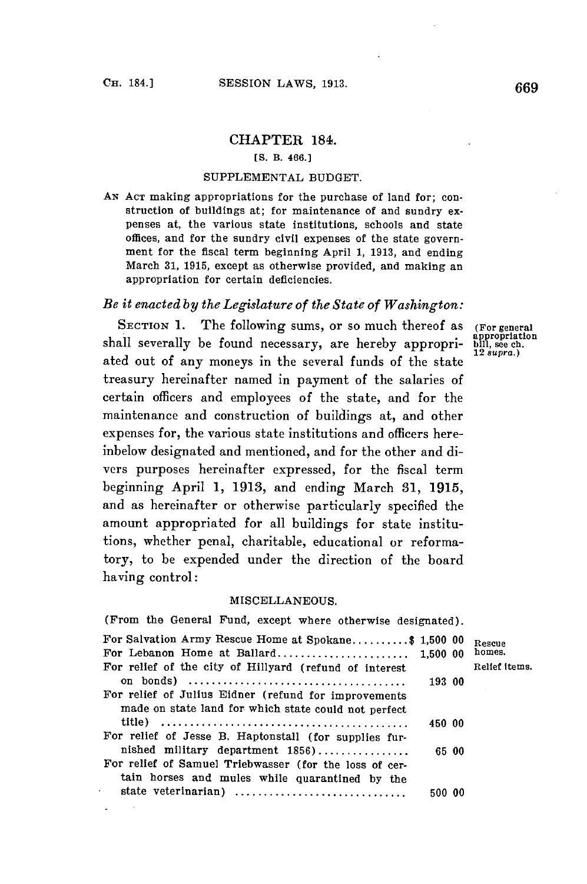# CHAPTER 184.

[S. B. 466.]

## SUPPLEMENTAL BUDGET.

AN ACT making appropriations for the purchase of land for; construction of buildings at; for maintenance of and sundry expenses at, the various state institutions, schools and state offices, and for the sundry civil expenses of the state government for the fiscal term beginning April 1, 1913, and ending March 31, 1915, except as otherwise provided, and making an appropriation for certain deficiencies.

*Be it enacted by the Legislature of the State of Washington:*

SECTION 1. The following sums, or so much thereof as shall severally be found necessary, are hereby appropriated out of any moneys in the several funds of the state treasury hereinafter named in payment of the salaries of certain officers and employees of the state, and for the maintenance and construction of buildings at, and other expenses for, the various state institutions and officers hereinbelow designated and mentioned, and for the other and divers purposes hereinafter expressed, for the fiscal term beginning April 1, 1913, and ending March 31, 1915, and as hereinafter or otherwise particularly specified the amount appropriated for all buildings for state institutions, whether penal, charitable, educational or reformatory, to be expended under the direction of the board having control:

(For general appropriation bill, see ch. 12 *supra.*)

### MISCELLANEOUS.

(From the General Fund, except where otherwise designated).

| | | |
|---|---|---|
| For Salvation Army Rescue Home at Spokane | $ 1,500 00 | Rescue homes. |
| For Lebanon Home at Ballard | 1,500 00 | |
| For relief of the city of Hillyard (refund of interest on bonds) | 193 00 | Relief items. |
| For relief of Julius Eidner (refund for improvements made on state land for which state could not perfect title) | 450 00 | |
| For relief of Jesse B. Haptonstall (for supplies furnished military department 1856) | 65 00 | |
| For relief of Samuel Triebwasser (for the loss of certain horses and mules while quarantined by the state veterinarian) | 500 00 | |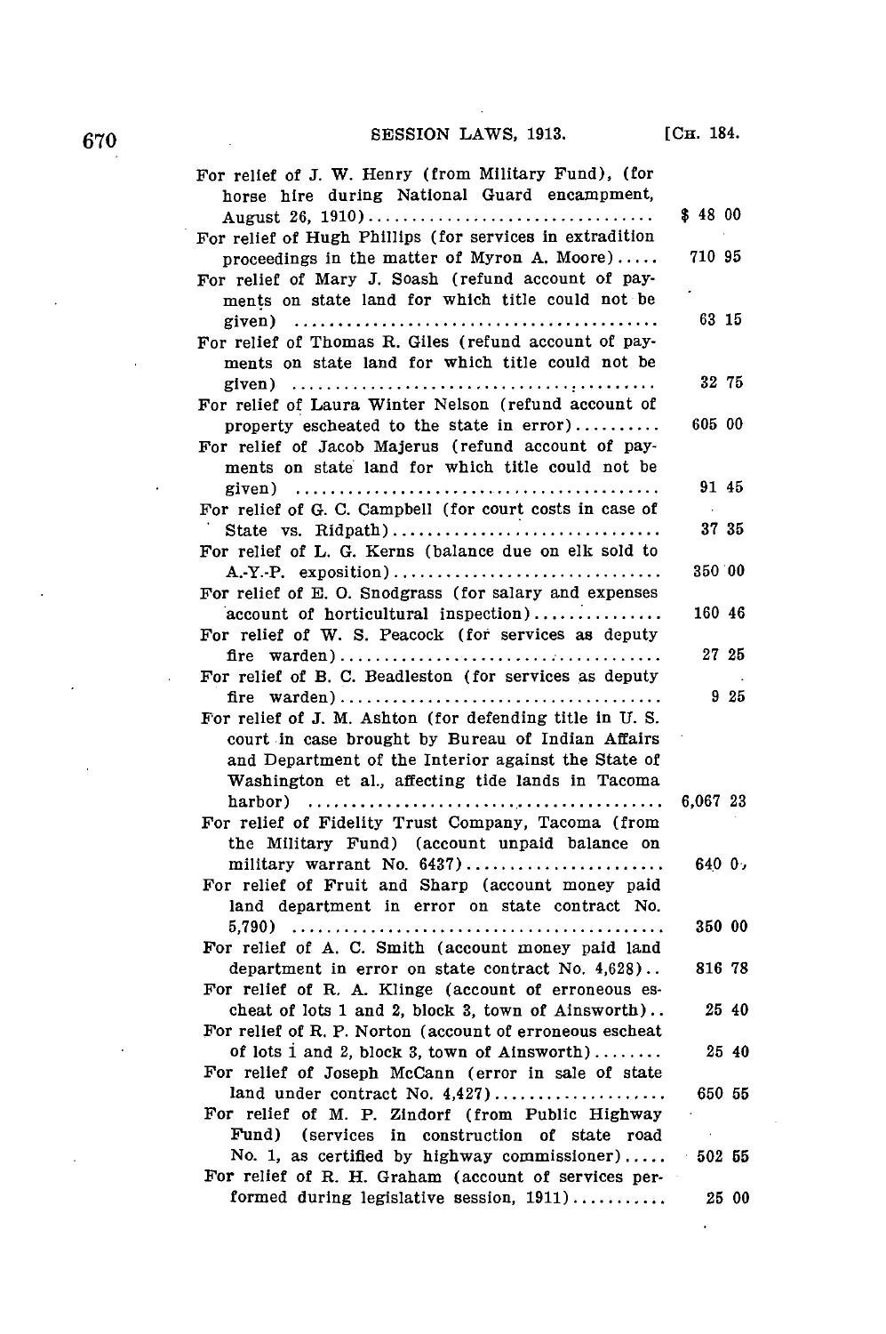| | |
|---|---|
| For relief of J. W. Henry (from Military Fund), (for horse hire during National Guard encampment, August 26, 1910) | $ 48 00 |
| For relief of Hugh Phillips (for services in extradition proceedings in the matter of Myron A. Moore) | 710 95 |
| For relief of Mary J. Soash (refund account of payments on state land for which title could not be given) | 63 15 |
| For relief of Thomas R. Giles (refund account of payments on state land for which title could not be given) | 32 75 |
| For relief of Laura Winter Nelson (refund account of property escheated to the state in error) | 605 00 |
| For relief of Jacob Majerus (refund account of payments on state land for which title could not be given) | 91 45 |
| For relief of G. C. Campbell (for court costs in case of State vs. Ridpath) | 37 35 |
| For relief of L. G. Kerns (balance due on elk sold to A.-Y.-P. exposition) | 350 00 |
| For relief of E. O. Snodgrass (for salary and expenses account of horticultural inspection) | 160 46 |
| For relief of W. S. Peacock (for services as deputy fire warden) | 27 25 |
| For relief of B. C. Beadleston (for services as deputy fire warden) | 9 25 |
| For relief of J. M. Ashton (for defending title in U. S. court in case brought by Bureau of Indian Affairs and Department of the Interior against the State of Washington et al., affecting tide lands in Tacoma harbor) | 6,067 23 |
| For relief of Fidelity Trust Company, Tacoma (from the Military Fund) (account unpaid balance on military warrant No. 6437) | 640 0, |
| For relief of Fruit and Sharp (account money paid land department in error on state contract No. 5,790) | 350 00 |
| For relief of A. C. Smith (account money paid land department in error on state contract No. 4,628) | 816 78 |
| For relief of R. A. Klinge (account of erroneous escheat of lots 1 and 2, block 3, town of Ainsworth) | 25 40 |
| For relief of R. P. Norton (account of erroneous escheat of lots 1 and 2, block 3, town of Ainsworth) | 25 40 |
| For relief of Joseph McCann (error in sale of state land under contract No. 4,427) | 650 55 |
| For relief of M. P. Zindorf (from Public Highway Fund) (services in construction of state road No. 1, as certified by highway commissioner) | 502 55 |
| For relief of R. H. Graham (account of services performed during legislative session, 1911) | 25 00 |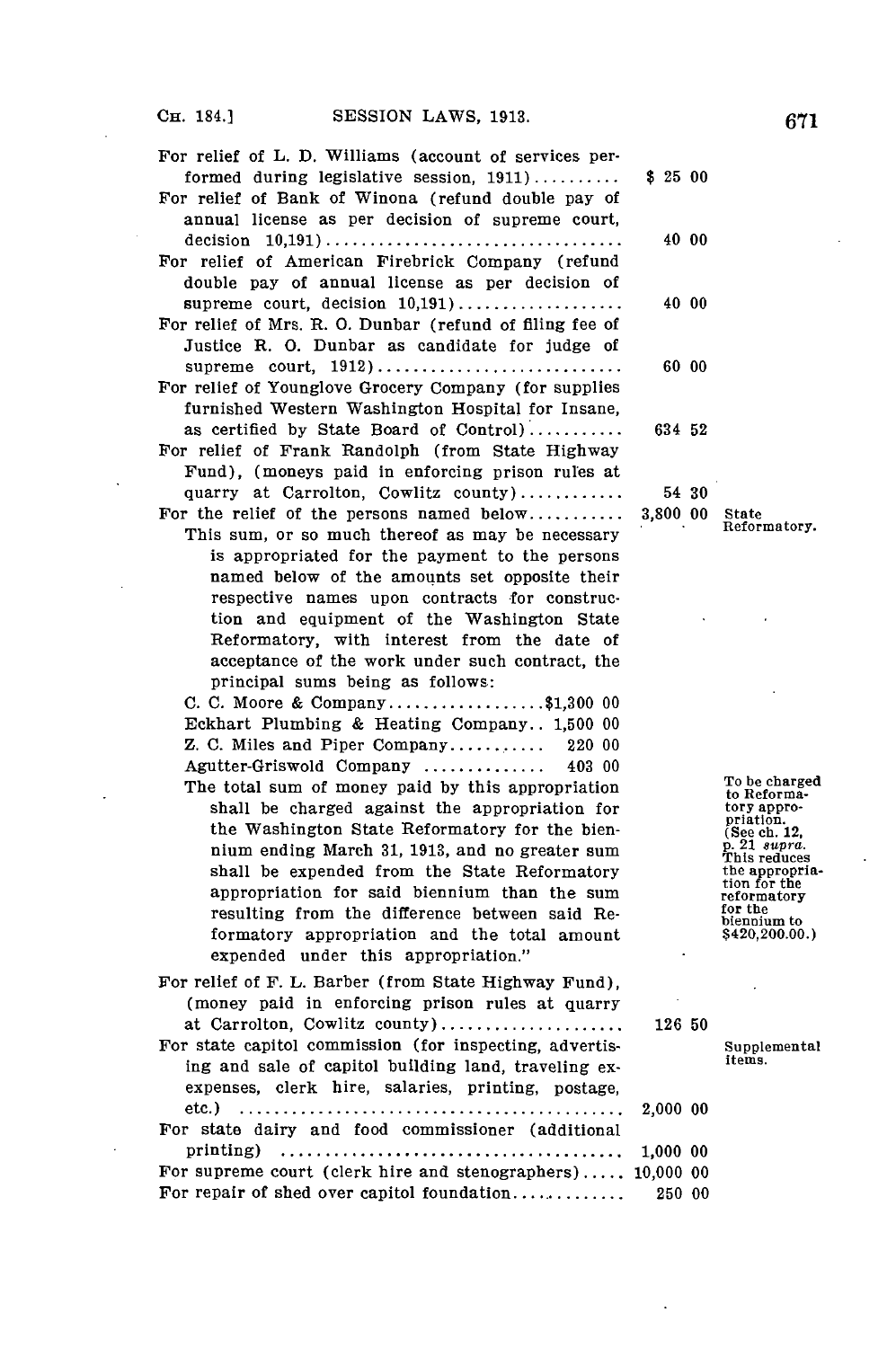For relief of L. D. Williams (account of services performed during legislative session, 1911) .......... $ 25 00

For relief of Bank of Winona (refund double pay of annual license as per decision of supreme court, decision 10,191) .......... 40 00

For relief of American Firebrick Company (refund double pay of annual license as per decision of supreme court, decision 10,191) .......... 40 00

For relief of Mrs. R. O. Dunbar (refund of filing fee of Justice R. O. Dunbar as candidate for judge of supreme court, 1912) .......... 60 00

For relief of Younglove Grocery Company (for supplies furnished Western Washington Hospital for Insane, as certified by State Board of Control) .......... 634 52

For relief of Frank Randolph (from State Highway Fund), (moneys paid in enforcing prison rules at quarry at Carrolton, Cowlitz county) .......... 54 30

For the relief of the persons named below .......... 3,800 00

State Reformatory.

This sum, or so much thereof as may be necessary is appropriated for the payment to the persons named below of the amounts set opposite their respective names upon contracts for construction and equipment of the Washington State Reformatory, with interest from the date of acceptance of the work under such contract, the principal sums being as follows:

C. C. Moore & Company .......... $1,300 00
Eckhart Plumbing & Heating Company .. 1,500 00
Z. C. Miles and Piper Company .......... 220 00
Agutter-Griswold Company .......... 403 00

The total sum of money paid by this appropriation shall be charged against the appropriation for the Washington State Reformatory for the biennium ending March 31, 1913, and no greater sum shall be expended from the State Reformatory appropriation for said biennium than the sum resulting from the difference between said Reformatory appropriation and the total amount expended under this appropriation."

To be charged to Reformatory appropriation. (See ch. 12, p. 21 *supra*. This reduces the appropriation for the reformatory for the biennium to $420,200.00.)

For relief of F. L. Barber (from State Highway Fund), (money paid in enforcing prison rules at quarry at Carrolton, Cowlitz county) .......... 126 50

Supplemental items.

For state capitol commission (for inspecting, advertising and sale of capitol building land, traveling expenses, clerk hire, salaries, printing, postage, etc.) .......... 2,000 00

For state dairy and food commissioner (additional printing) .......... 1,000 00

For supreme court (clerk hire and stenographers) .......... 10,000 00

For repair of shed over capitol foundation .......... 250 00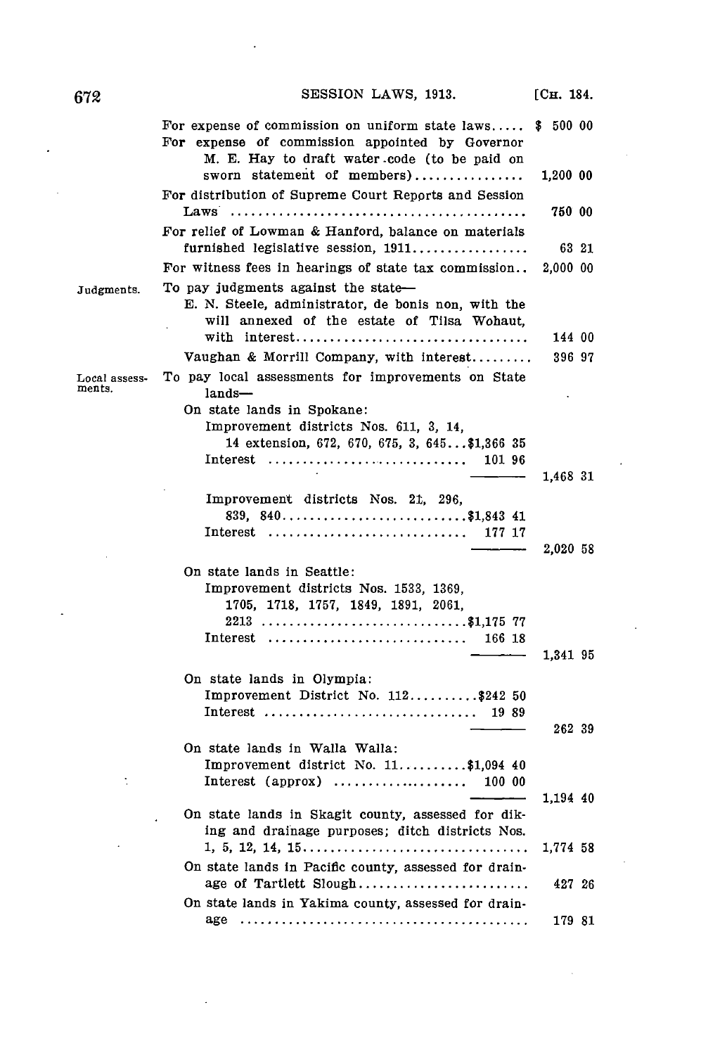For expense of commission on uniform state laws..... $ 500 00

For expense of commission appointed by Governor M. E. Hay to draft water code (to be paid on sworn statement of members)................ 1,200 00

For distribution of Supreme Court Reports and Session Laws ........................................... 750 00

For relief of Lowman & Hanford, balance on materials furnished legislative session, 1911................. 63 21

For witness fees in hearings of state tax commission.. 2,000 00

Judgments.

To pay judgments against the state—

E. N. Steele, administrator, de bonis non, with the will annexed of the estate of Tilsa Wohaut, with interest.................................. 144 00

Vaughan & Morrill Company, with interest......... 396 97

Local assessments.

To pay local assessments for improvements on State lands—

On state lands in Spokane:

Improvement districts Nos. 611, 3, 14, 14 extension, 672, 670, 675, 3, 645...$1,366 35
Interest ............................ 101 96
——— 1,468 31

Improvement districts Nos. 21, 296, 839, 840...........................$1,843 41
Interest ............................ 177 17
——— 2,020 58

On state lands in Seattle:

Improvement districts Nos. 1533, 1369, 1705, 1718, 1757, 1849, 1891, 2061, 2213 .............................$1,175 77
Interest ............................ 166 18
——— 1,341 95

On state lands in Olympia:

Improvement District No. 112..........$242 50
Interest .............................. 19 89
——— 262 39

On state lands in Walla Walla:

Improvement district No. 11..........$1,094 40
Interest (approx) ................... 100 00
——— 1,194 40

On state lands in Skagit county, assessed for diking and drainage purposes; ditch districts Nos. 1, 5, 12, 14, 15................................ 1,774 58

On state lands in Pacific county, assessed for drainage of Tartlett Slough........................ 427 26

On state lands in Yakima county, assessed for drainage ......................................... 179 81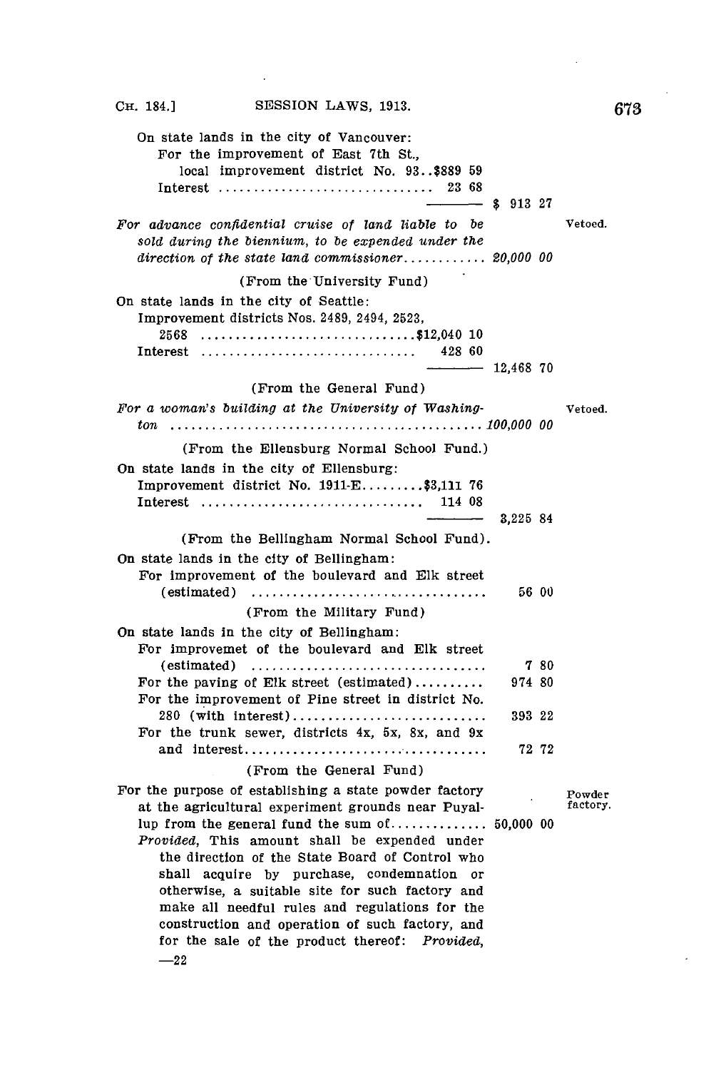On state lands in the city of Vancouver:

For the improvement of East 7th St., local improvement district No. 93..$889 59

Interest .............................. 23 68

——— $ 913 27

*For advance confidential cruise of land liable to be sold during the biennium, to be expended under the direction of the state land commissioner............ 20,000 00* — Vetoed.

(From the University Fund)

On state lands in the city of Seattle:

Improvement districts Nos. 2489, 2494, 2523, 2568 ..............................$12,040 10

Interest .............................. 428 60

——— 12,468 70

(From the General Fund)

*For a woman's building at the University of Washington ........................................100,000 00* — Vetoed.

(From the Ellensburg Normal School Fund.)

On state lands in the city of Ellensburg:

Improvement district No. 1911-E.........$3,111 76

Interest .............................. 114 08

——— 3,225 84

(From the Bellingham Normal School Fund).

On state lands in the city of Bellingham:

For improvement of the boulevard and Elk street (estimated) .................................. 56 00

(From the Military Fund)

On state lands in the city of Bellingham:

For improvemet of the boulevard and Elk street (estimated) .................................. 7 80

For the paving of Elk street (estimated).......... 974 80

For the improvement of Pine street in district No. 280 (with interest)........................... 393 22

For the trunk sewer, districts 4x, 5x, 8x, and 9x and interest.................................... 72 72

(From the General Fund)

Powder factory.

For the purpose of establishing a state powder factory at the agricultural experiment grounds near Puyallup from the general fund the sum of............. 50,000 00 *Provided,* This amount shall be expended under the direction of the State Board of Control who shall acquire by purchase, condemnation or otherwise, a suitable site for such factory and make all needful rules and regulations for the construction and operation of such factory, and for the sale of the product thereof: *Provided,*

—22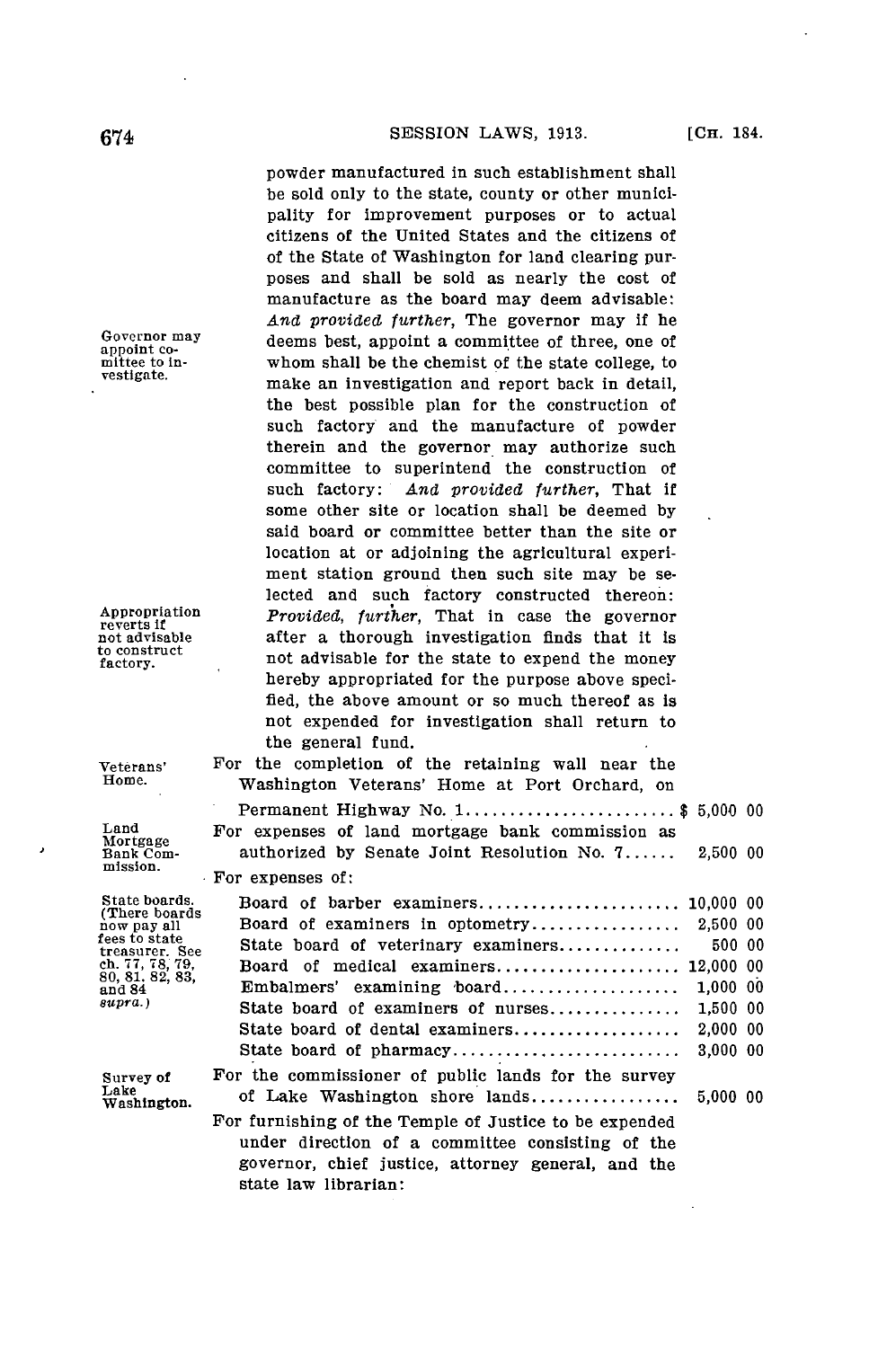powder manufactured in such establishment shall be sold only to the state, county or other municipality for improvement purposes or to actual citizens of the United States and the citizens of of the State of Washington for land clearing purposes and shall be sold as nearly the cost of manufacture as the board may deem advisable: *And provided further*, The governor may if he deems best, appoint a committee of three, one of whom shall be the chemist of the state college, to make an investigation and report back in detail, the best possible plan for the construction of such factory and the manufacture of powder therein and the governor may authorize such committee to superintend the construction of such factory: *And provided further*, That if some other site or location shall be deemed by said board or committee better than the site or location at or adjoining the agricultural experiment station ground then such site may be selected and such factory constructed thereon: *Provided, further*, That in case the governor after a thorough investigation finds that it is not advisable for the state to expend the money hereby appropriated for the purpose above specified, the above amount or so much thereof as is not expended for investigation shall return to the general fund.

Governor may appoint committee to investigate.

Appropriation reverts if not advisable to construct factory.

Veterans' Home.

| | |
|---|---|
| For the completion of the retaining wall near the Washington Veterans' Home at Port Orchard, on Permanent Highway No. 1 | $ 5,000 00 |

Land Mortgage Bank Commission.

| | |
|---|---|
| For expenses of land mortgage bank commission as authorized by Senate Joint Resolution No. 7 | 2,500 00 |

For expenses of:

State boards. (There boards now pay all fees to state treasurer. See ch. 77, 78, 79, 80, 81, 82, 83, and 84 *supra*.)

| | |
|---|---|
| Board of barber examiners | 10,000 00 |
| Board of examiners in optometry | 2,500 00 |
| State board of veterinary examiners | 500 00 |
| Board of medical examiners | 12,000 00 |
| Embalmers' examining board | 1,000 00 |
| State board of examiners of nurses | 1,500 00 |
| State board of dental examiners | 2,000 00 |
| State board of pharmacy | 3,000 00 |

Survey of Lake Washington.

| | |
|---|---|
| For the commissioner of public lands for the survey of Lake Washington shore lands | 5,000 00 |

For furnishing of the Temple of Justice to be expended under direction of a committee consisting of the governor, chief justice, attorney general, and the state law librarian: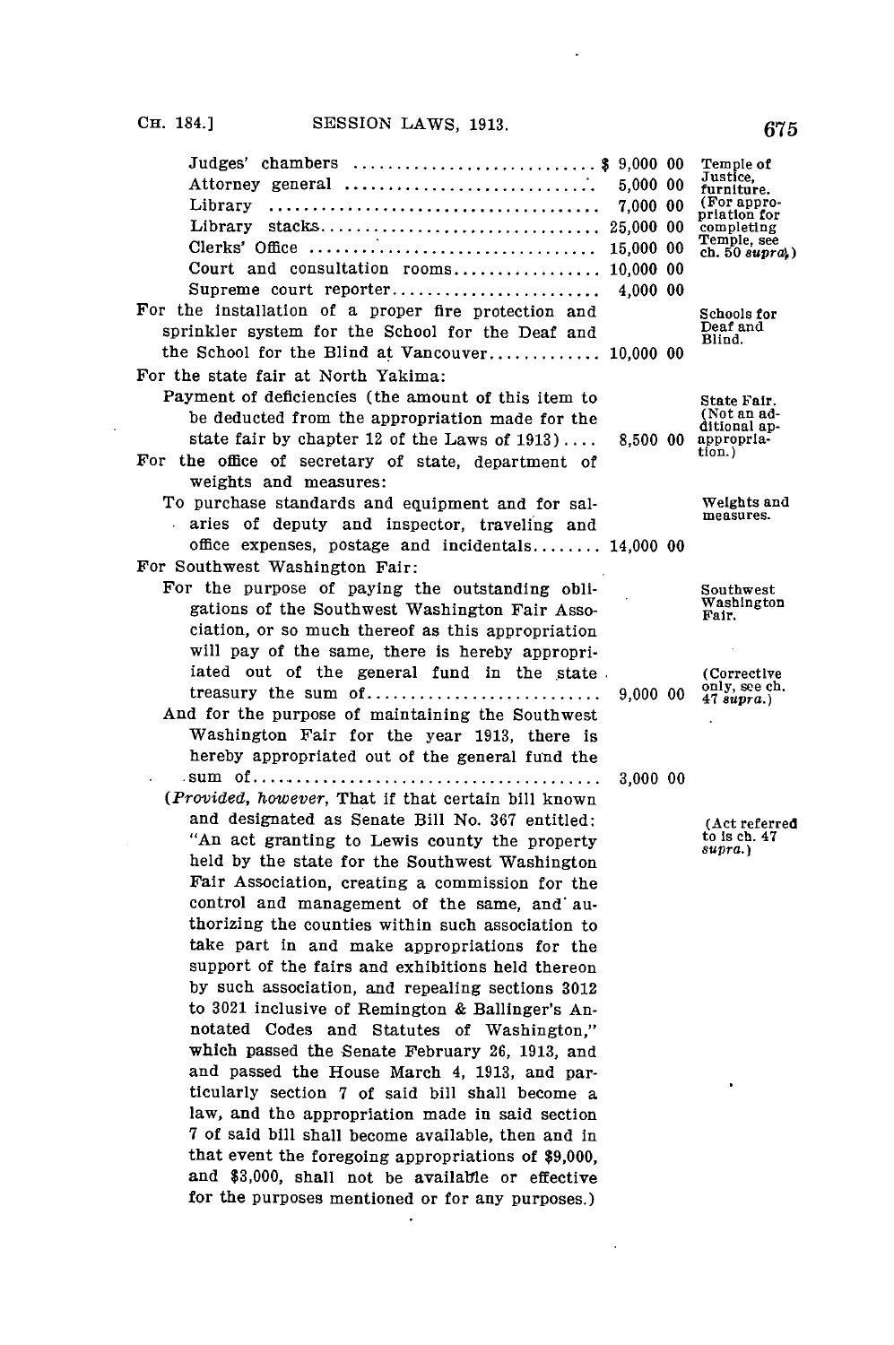| | | |
|---|---|---|
| Judges' chambers | $ 9,000 00 | Temple of Justice, furniture. (For appropriation for completing Temple, see ch. 50 *supra*.) |
| Attorney general | 5,000 00 | |
| Library | 7,000 00 | |
| Library stacks | 25,000 00 | |
| Clerks' Office | 15,000 00 | |
| Court and consultation rooms | 10,000 00 | |
| Supreme court reporter | 4,000 00 | |

For the installation of a proper fire protection and sprinkler system for the School for the Deaf and the School for the Blind at Vancouver............ 10,000 00 — *Schools for Deaf and Blind.*

For the state fair at North Yakima:

Payment of deficiencies (the amount of this item to be deducted from the appropriation made for the state fair by chapter 12 of the Laws of 1913).... 8,500 00 — *State Fair. (Not an additional appropriation.)*

For the office of secretary of state, department of weights and measures:

To purchase standards and equipment and for salaries of deputy and inspector, traveling and office expenses, postage and incidentals........ 14,000 00 — *Weights and measures.*

For Southwest Washington Fair: — *Southwest Washington Fair.*

For the purpose of paying the outstanding obligations of the Southwest Washington Fair Association, or so much thereof as this appropriation will pay of the same, there is hereby appropriated out of the general fund in the state treasury the sum of.......................... 9,000 00 — *(Corrective only, see ch. 47 supra.)*

And for the purpose of maintaining the Southwest Washington Fair for the year 1913, there is hereby appropriated out of the general fund the sum of....................................... 3,000 00

(*Provided, however*, That if that certain bill known and designated as Senate Bill No. 367 entitled: "An act granting to Lewis county the property held by the state for the Southwest Washington Fair Association, creating a commission for the control and management of the same, and authorizing the counties within such association to take part in and make appropriations for the support of the fairs and exhibitions held thereon by such association, and repealing sections 3012 to 3021 inclusive of Remington & Ballinger's Annotated Codes and Statutes of Washington," which passed the Senate February 26, 1913, and and passed the House March 4, 1913, and particularly section 7 of said bill shall become a law, and the appropriation made in said section 7 of said bill shall become available, then and in that event the foregoing appropriations of $9,000, and $3,000, shall not be available or effective for the purposes mentioned or for any purposes.) — *(Act referred to is ch. 47 supra.)*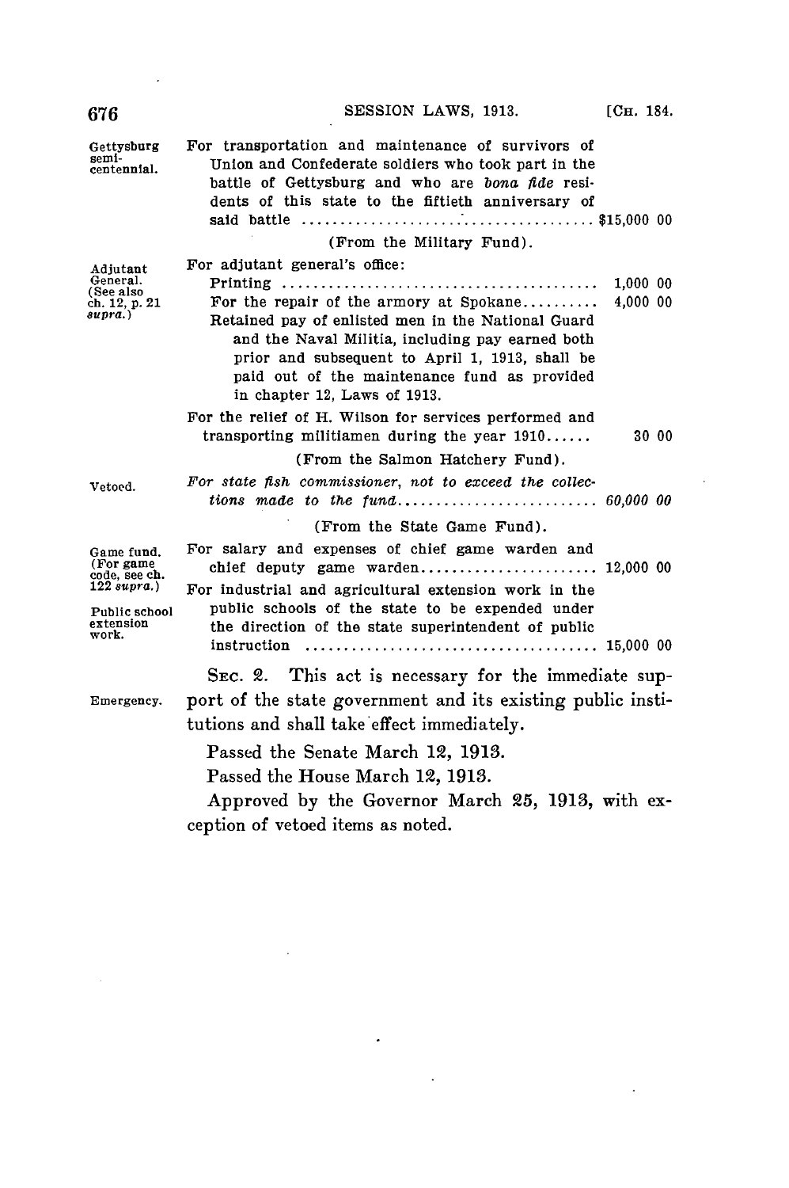Gettysburg semi-centennial.

For transportation and maintenance of survivors of Union and Confederate soldiers who took part in the battle of Gettysburg and who are *bona fide* residents of this state to the fiftieth anniversary of said battle ........................................ $15,000 00

(From the Military Fund).

Adjutant General. (See also ch. 12, p. 21 *supra.*)

For adjutant general's office:

Printing ........................................ 1,000 00

For the repair of the armory at Spokane.......... 4,000 00

Retained pay of enlisted men in the National Guard and the Naval Militia, including pay earned both prior and subsequent to April 1, 1913, shall be paid out of the maintenance fund as provided in chapter 12, Laws of 1913.

For the relief of H. Wilson for services performed and transporting militiamen during the year 1910...... 30 00

(From the Salmon Hatchery Fund).

Vetoed.

*For state fish commissioner, not to exceed the collections made to the fund.......................... 60,000 00*

(From the State Game Fund).

Game fund. (For game code, see ch. 122 *supra.*)

For salary and expenses of chief game warden and chief deputy game warden...................... 12,000 00

Public school extension work.

For industrial and agricultural extension work in the public schools of the state to be expended under the direction of the state superintendent of public instruction ...................................... 15,000 00

Emergency.

SEC. 2. This act is necessary for the immediate support of the state government and its existing public institutions and shall take effect immediately.

Passed the Senate March 12, 1913.

Passed the House March 12, 1913.

Approved by the Governor March 25, 1913, with exception of vetoed items as noted.